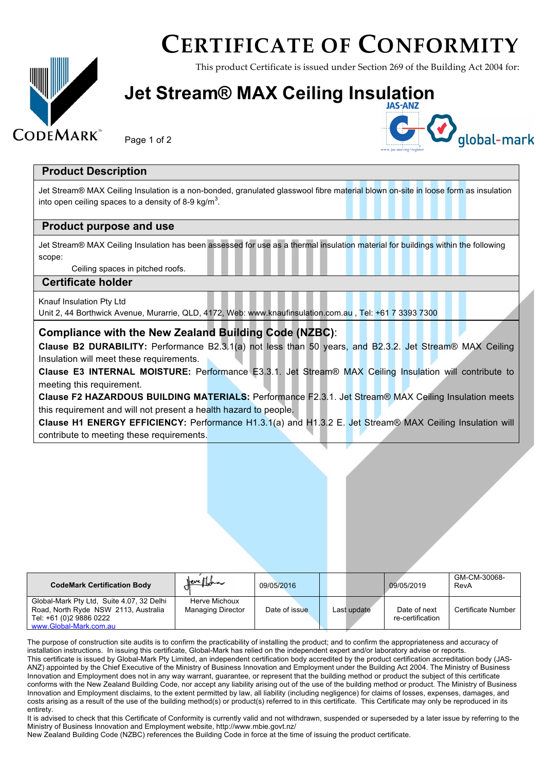# CERTIFICATE OF CONFORMITY

This product Certificate is issued under Section 269 of the Building Act 2004 for:

## Jet Stream® MAX Ceiling Insulation

CODEMARK

### Product Description

Jet Stream® MAX Ceiling Insulation is a non-bonded, granulated glasswool fibre material blown on-site in loose form as insulation into open ceiling spaces to a density of 8-9 kg/m$^3$.

### Product purpose and use

Jet Stream® MAX Ceiling Insulation has been assessed for use as a thermal insulation material for buildings within the following scope:

Ceiling spaces in pitched roofs.

### Certificate holder

Knauf Insulation Pty Ltd
Unit 2, 44 Borthwick Avenue, Murarrie, QLD, 4172, Web: www.knaufinsulation.com.au , Tel: +61 7 3393 7300

### Compliance with the New Zealand Building Code (NZBC):

**Clause B2 DURABILITY:** Performance B2.3.1(a) not less than 50 years, and B2.3.2. Jet Stream® MAX Ceiling Insulation will meet these requirements.

**Clause E3 INTERNAL MOISTURE:** Performance E3.3.1. Jet Stream® MAX Ceiling Insulation will contribute to meeting this requirement.

**Clause F2 HAZARDOUS BUILDING MATERIALS:** Performance F2.3.1. Jet Stream® MAX Ceiling Insulation meets this requirement and will not present a health hazard to people.

**Clause H1 ENERGY EFFICIENCY:** Performance H1.3.1(a) and H1.3.2 E. Jet Stream® MAX Ceiling Insulation will contribute to meeting these requirements.

| **CodeMark Certification Body** | [signature] | 09/05/2016 | | 09/05/2019 | GM-CM-30068-RevA |
|---|---|---|---|---|---|
| Global-Mark Pty Ltd, Suite 4.07, 32 Delhi Road, North Ryde NSW 2113, Australia Tel: +61 (0)2 9886 0222 www.Global-Mark.com.au | Herve Michoux Managing Director | Date of issue | Last update | Date of next re-certification | Certificate Number |

The purpose of construction site audits is to confirm the practicability of installing the product; and to confirm the appropriateness and accuracy of installation instructions. In issuing this certificate, Global-Mark has relied on the independent expert and/or laboratory advise or reports.
This certificate is issued by Global-Mark Pty Limited, an independent certification body accredited by the product certification accreditation body (JAS-ANZ) appointed by the Chief Executive of the Ministry of Business Innovation and Employment under the Building Act 2004. The Ministry of Business Innovation and Employment does not in any way warrant, guarantee, or represent that the building method or product the subject of this certificate conforms with the New Zealand Building Code, nor accept any liability arising out of the use of the building method or product. The Ministry of Business Innovation and Employment disclaims, to the extent permitted by law, all liability (including negligence) for claims of losses, expenses, damages, and costs arising as a result of the use of the building method(s) or product(s) referred to in this certificate. This Certificate may only be reproduced in its entirety.
It is advised to check that this Certificate of Conformity is currently valid and not withdrawn, suspended or superseded by a later issue by referring to the Ministry of Business Innovation and Employment website, http://www.mbie.govt.nz/
New Zealand Building Code (NZBC) references the Building Code in force at the time of issuing the product certificate.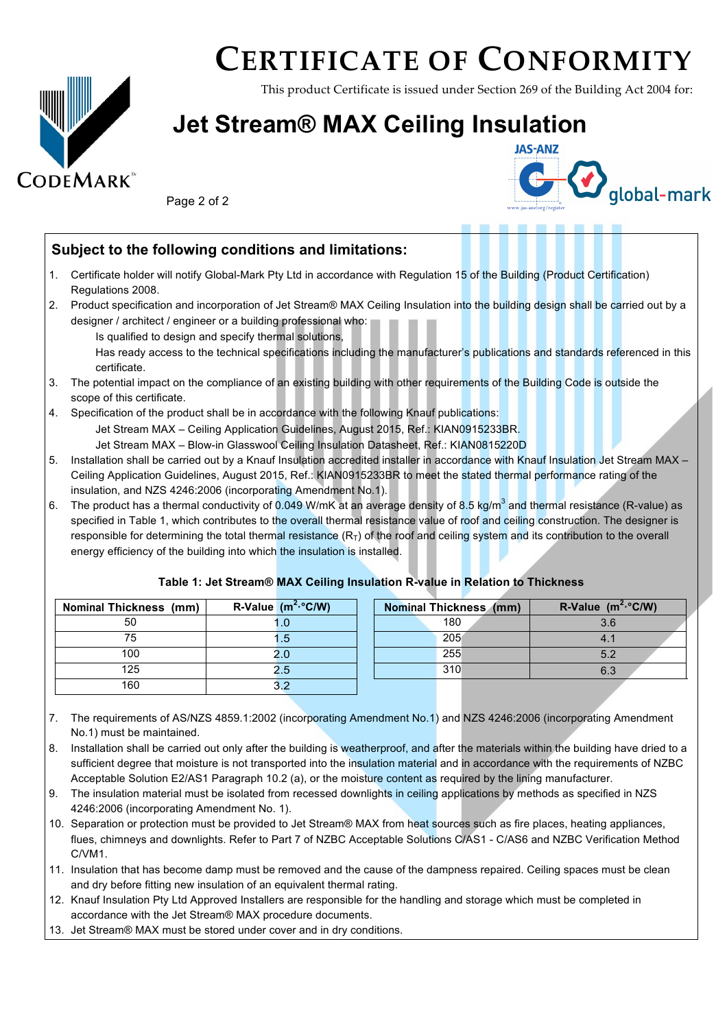# CERTIFICATE OF CONFORMITY

This product Certificate is issued under Section 269 of the Building Act 2004 for:

## Jet Stream® MAX Ceiling Insulation

### Subject to the following conditions and limitations:

1. Certificate holder will notify Global-Mark Pty Ltd in accordance with Regulation 15 of the Building (Product Certification) Regulations 2008.
2. Product specification and incorporation of Jet Stream® MAX Ceiling Insulation into the building design shall be carried out by a designer / architect / engineer or a building professional who:
   - Is qualified to design and specify thermal solutions,
   - Has ready access to the technical specifications including the manufacturer's publications and standards referenced in this certificate.
3. The potential impact on the compliance of an existing building with other requirements of the Building Code is outside the scope of this certificate.
4. Specification of the product shall be in accordance with the following Knauf publications:
   - Jet Stream MAX – Ceiling Application Guidelines, August 2015, Ref.: KIAN0915233BR.
   - Jet Stream MAX – Blow-in Glasswool Ceiling Insulation Datasheet, Ref.: KIAN0815220D
5. Installation shall be carried out by a Knauf Insulation accredited installer in accordance with Knauf Insulation Jet Stream MAX – Ceiling Application Guidelines, August 2015, Ref.: KIAN0915233BR to meet the stated thermal performance rating of the insulation, and NZS 4246:2006 (incorporating Amendment No.1).
6. The product has a thermal conductivity of 0.049 W/mK at an average density of 8.5 kg/m$^3$ and thermal resistance (R-value) as specified in Table 1, which contributes to the overall thermal resistance value of roof and ceiling construction. The designer is responsible for determining the total thermal resistance ($R_T$) of the roof and ceiling system and its contribution to the overall energy efficiency of the building into which the insulation is installed.

**Table 1: Jet Stream® MAX Ceiling Insulation R-value in Relation to Thickness**

| Nominal Thickness (mm) | R-Value ($m^2 \cdot °C/W$) |
|---|---|
| 50 | 1.0 |
| 75 | 1.5 |
| 100 | 2.0 |
| 125 | 2.5 |
| 160 | 3.2 |
| 180 | 3.6 |
| 205 | 4.1 |
| 255 | 5.2 |
| 310 | 6.3 |

7. The requirements of AS/NZS 4859.1:2002 (incorporating Amendment No.1) and NZS 4246:2006 (incorporating Amendment No.1) must be maintained.
8. Installation shall be carried out only after the building is weatherproof, and after the materials within the building have dried to a sufficient degree that moisture is not transported into the insulation material and in accordance with the requirements of NZBC Acceptable Solution E2/AS1 Paragraph 10.2 (a), or the moisture content as required by the lining manufacturer.
9. The insulation material must be isolated from recessed downlights in ceiling applications by methods as specified in NZS 4246:2006 (incorporating Amendment No. 1).
10. Separation or protection must be provided to Jet Stream® MAX from heat sources such as fire places, heating appliances, flues, chimneys and downlights. Refer to Part 7 of NZBC Acceptable Solutions C/AS1 - C/AS6 and NZBC Verification Method C/VM1.
11. Insulation that has become damp must be removed and the cause of the dampness repaired. Ceiling spaces must be clean and dry before fitting new insulation of an equivalent thermal rating.
12. Knauf Insulation Pty Ltd Approved Installers are responsible for the handling and storage which must be completed in accordance with the Jet Stream® MAX procedure documents.
13. Jet Stream® MAX must be stored under cover and in dry conditions.